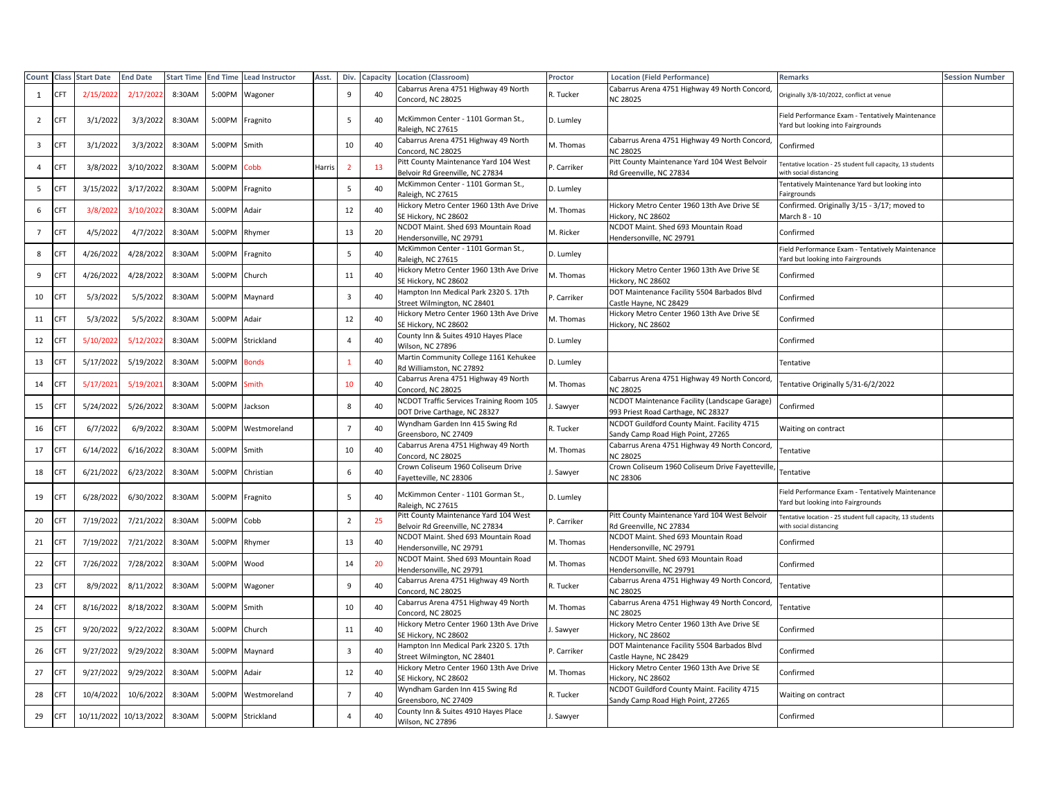| Count | Class | Start Date | End Date | Start Time | End Time | Lead Instructor | Asst. | Div. | Capacity | Location (Classroom) | Proctor | Location (Field Performance) | Remarks | Session Number |
|---|---|---|---|---|---|---|---|---|---|---|---|---|---|---|
| 1 | CFT | 2/15/2022 | 2/17/2022 | 8:30AM | 5:00PM | Wagoner | | 9 | 40 | Cabarrus Arena 4751 Highway 49 North Concord, NC 28025 | R. Tucker | Cabarrus Arena 4751 Highway 49 North Concord, NC 28025 | Originally 3/8-10/2022, conflict at venue | |
| 2 | CFT | 3/1/2022 | 3/3/2022 | 8:30AM | 5:00PM | Fragnito | | 5 | 40 | McKimmon Center - 1101 Gorman St., Raleigh, NC 27615 | D. Lumley | | Field Performance Exam - Tentatively Maintenance Yard but looking into Fairgrounds | |
| 3 | CFT | 3/1/2022 | 3/3/2022 | 8:30AM | 5:00PM | Smith | | 10 | 40 | Cabarrus Arena 4751 Highway 49 North Concord, NC 28025 | M. Thomas | Cabarrus Arena 4751 Highway 49 North Concord, NC 28025 | Confirmed | |
| 4 | CFT | 3/8/2022 | 3/10/2022 | 8:30AM | 5:00PM | Cobb | Harris | 2 | 13 | Pitt County Maintenance Yard 104 West Belvoir Rd Greenville, NC 27834 | P. Carriker | Pitt County Maintenance Yard 104 West Belvoir Rd Greenville, NC 27834 | Tentative location - 25 student full capacity, 13 students with social distancing | |
| 5 | CFT | 3/15/2022 | 3/17/2022 | 8:30AM | 5:00PM | Fragnito | | 5 | 40 | McKimmon Center - 1101 Gorman St., Raleigh, NC 27615 | D. Lumley | | Tentatively Maintenance Yard but looking into Fairgrounds | |
| 6 | CFT | 3/8/2022 | 3/10/2022 | 8:30AM | 5:00PM | Adair | | 12 | 40 | Hickory Metro Center 1960 13th Ave Drive SE Hickory, NC 28602 | M. Thomas | Hickory Metro Center 1960 13th Ave Drive SE Hickory, NC 28602 | Confirmed. Originally 3/15 - 3/17; moved to March 8 - 10 | |
| 7 | CFT | 4/5/2022 | 4/7/2022 | 8:30AM | 5:00PM | Rhymer | | 13 | 20 | NCDOT Maint. Shed 693 Mountain Road Hendersonville, NC 29791 | M. Ricker | NCDOT Maint. Shed 693 Mountain Road Hendersonville, NC 29791 | Confirmed | |
| 8 | CFT | 4/26/2022 | 4/28/2022 | 8:30AM | 5:00PM | Fragnito | | 5 | 40 | McKimmon Center - 1101 Gorman St., Raleigh, NC 27615 | D. Lumley | | Field Performance Exam - Tentatively Maintenance Yard but looking into Fairgrounds | |
| 9 | CFT | 4/26/2022 | 4/28/2022 | 8:30AM | 5:00PM | Church | | 11 | 40 | Hickory Metro Center 1960 13th Ave Drive SE Hickory, NC 28602 | M. Thomas | Hickory Metro Center 1960 13th Ave Drive SE Hickory, NC 28602 | Confirmed | |
| 10 | CFT | 5/3/2022 | 5/5/2022 | 8:30AM | 5:00PM | Maynard | | 3 | 40 | Hampton Inn Medical Park 2320 S. 17th Street Wilmington, NC 28401 | P. Carriker | DOT Maintenance Facility 5504 Barbados Blvd Castle Hayne, NC 28429 | Confirmed | |
| 11 | CFT | 5/3/2022 | 5/5/2022 | 8:30AM | 5:00PM | Adair | | 12 | 40 | Hickory Metro Center 1960 13th Ave Drive SE Hickory, NC 28602 | M. Thomas | Hickory Metro Center 1960 13th Ave Drive SE Hickory, NC 28602 | Confirmed | |
| 12 | CFT | 5/10/2022 | 5/12/2022 | 8:30AM | 5:00PM | Strickland | | 4 | 40 | County Inn & Suites 4910 Hayes Place Wilson, NC 27896 | D. Lumley | | Confirmed | |
| 13 | CFT | 5/17/2022 | 5/19/2022 | 8:30AM | 5:00PM | Bonds | | 1 | 40 | Martin Community College 1161 Kehukee Rd Williamston, NC 27892 | D. Lumley | | Tentative | |
| 14 | CFT | 5/17/2021 | 5/19/2021 | 8:30AM | 5:00PM | Smith | | 10 | 40 | Cabarrus Arena 4751 Highway 49 North Concord, NC 28025 | M. Thomas | Cabarrus Arena 4751 Highway 49 North Concord, NC 28025 | Tentative Originally 5/31-6/2/2022 | |
| 15 | CFT | 5/24/2022 | 5/26/2022 | 8:30AM | 5:00PM | Jackson | | 8 | 40 | NCDOT Traffic Services Training Room 105 DOT Drive Carthage, NC 28327 | J. Sawyer | NCDOT Maintenance Facility (Landscape Garage) 993 Priest Road Carthage, NC 28327 | Confirmed | |
| 16 | CFT | 6/7/2022 | 6/9/2022 | 8:30AM | 5:00PM | Westmoreland | | 7 | 40 | Wyndham Garden Inn 415 Swing Rd Greensboro, NC 27409 | R. Tucker | NCDOT Guildford County Maint. Facility 4715 Sandy Camp Road High Point, 27265 | Waiting on contract | |
| 17 | CFT | 6/14/2022 | 6/16/2022 | 8:30AM | 5:00PM | Smith | | 10 | 40 | Cabarrus Arena 4751 Highway 49 North Concord, NC 28025 | M. Thomas | Cabarrus Arena 4751 Highway 49 North Concord, NC 28025 | Tentative | |
| 18 | CFT | 6/21/2022 | 6/23/2022 | 8:30AM | 5:00PM | Christian | | 6 | 40 | Crown Coliseum 1960 Coliseum Drive Fayetteville, NC 28306 | J. Sawyer | Crown Coliseum 1960 Coliseum Drive Fayetteville, NC 28306 | Tentative | |
| 19 | CFT | 6/28/2022 | 6/30/2022 | 8:30AM | 5:00PM | Fragnito | | 5 | 40 | McKimmon Center - 1101 Gorman St., Raleigh, NC 27615 | D. Lumley | | Field Performance Exam - Tentatively Maintenance Yard but looking into Fairgrounds | |
| 20 | CFT | 7/19/2022 | 7/21/2022 | 8:30AM | 5:00PM | Cobb | | 2 | 25 | Pitt County Maintenance Yard 104 West Belvoir Rd Greenville, NC 27834 | P. Carriker | Pitt County Maintenance Yard 104 West Belvoir Rd Greenville, NC 27834 | Tentative location - 25 student full capacity, 13 students with social distancing | |
| 21 | CFT | 7/19/2022 | 7/21/2022 | 8:30AM | 5:00PM | Rhymer | | 13 | 40 | NCDOT Maint. Shed 693 Mountain Road Hendersonville, NC 29791 | M. Thomas | NCDOT Maint. Shed 693 Mountain Road Hendersonville, NC 29791 | Confirmed | |
| 22 | CFT | 7/26/2022 | 7/28/2022 | 8:30AM | 5:00PM | Wood | | 14 | 20 | NCDOT Maint. Shed 693 Mountain Road Hendersonville, NC 29791 | M. Thomas | NCDOT Maint. Shed 693 Mountain Road Hendersonville, NC 29791 | Confirmed | |
| 23 | CFT | 8/9/2022 | 8/11/2022 | 8:30AM | 5:00PM | Wagoner | | 9 | 40 | Cabarrus Arena 4751 Highway 49 North Concord, NC 28025 | R. Tucker | Cabarrus Arena 4751 Highway 49 North Concord, NC 28025 | Tentative | |
| 24 | CFT | 8/16/2022 | 8/18/2022 | 8:30AM | 5:00PM | Smith | | 10 | 40 | Cabarrus Arena 4751 Highway 49 North Concord, NC 28025 | M. Thomas | Cabarrus Arena 4751 Highway 49 North Concord, NC 28025 | Tentative | |
| 25 | CFT | 9/20/2022 | 9/22/2022 | 8:30AM | 5:00PM | Church | | 11 | 40 | Hickory Metro Center 1960 13th Ave Drive SE Hickory, NC 28602 | J. Sawyer | Hickory Metro Center 1960 13th Ave Drive SE Hickory, NC 28602 | Confirmed | |
| 26 | CFT | 9/27/2022 | 9/29/2022 | 8:30AM | 5:00PM | Maynard | | 3 | 40 | Hampton Inn Medical Park 2320 S. 17th Street Wilmington, NC 28401 | P. Carriker | DOT Maintenance Facility 5504 Barbados Blvd Castle Hayne, NC 28429 | Confirmed | |
| 27 | CFT | 9/27/2022 | 9/29/2022 | 8:30AM | 5:00PM | Adair | | 12 | 40 | Hickory Metro Center 1960 13th Ave Drive SE Hickory, NC 28602 | M. Thomas | Hickory Metro Center 1960 13th Ave Drive SE Hickory, NC 28602 | Confirmed | |
| 28 | CFT | 10/4/2022 | 10/6/2022 | 8:30AM | 5:00PM | Westmoreland | | 7 | 40 | Wyndham Garden Inn 415 Swing Rd Greensboro, NC 27409 | R. Tucker | NCDOT Guildford County Maint. Facility 4715 Sandy Camp Road High Point, 27265 | Waiting on contract | |
| 29 | CFT | 10/11/2022 | 10/13/2022 | 8:30AM | 5:00PM | Strickland | | 4 | 40 | County Inn & Suites 4910 Hayes Place Wilson, NC 27896 | J. Sawyer | | Confirmed | |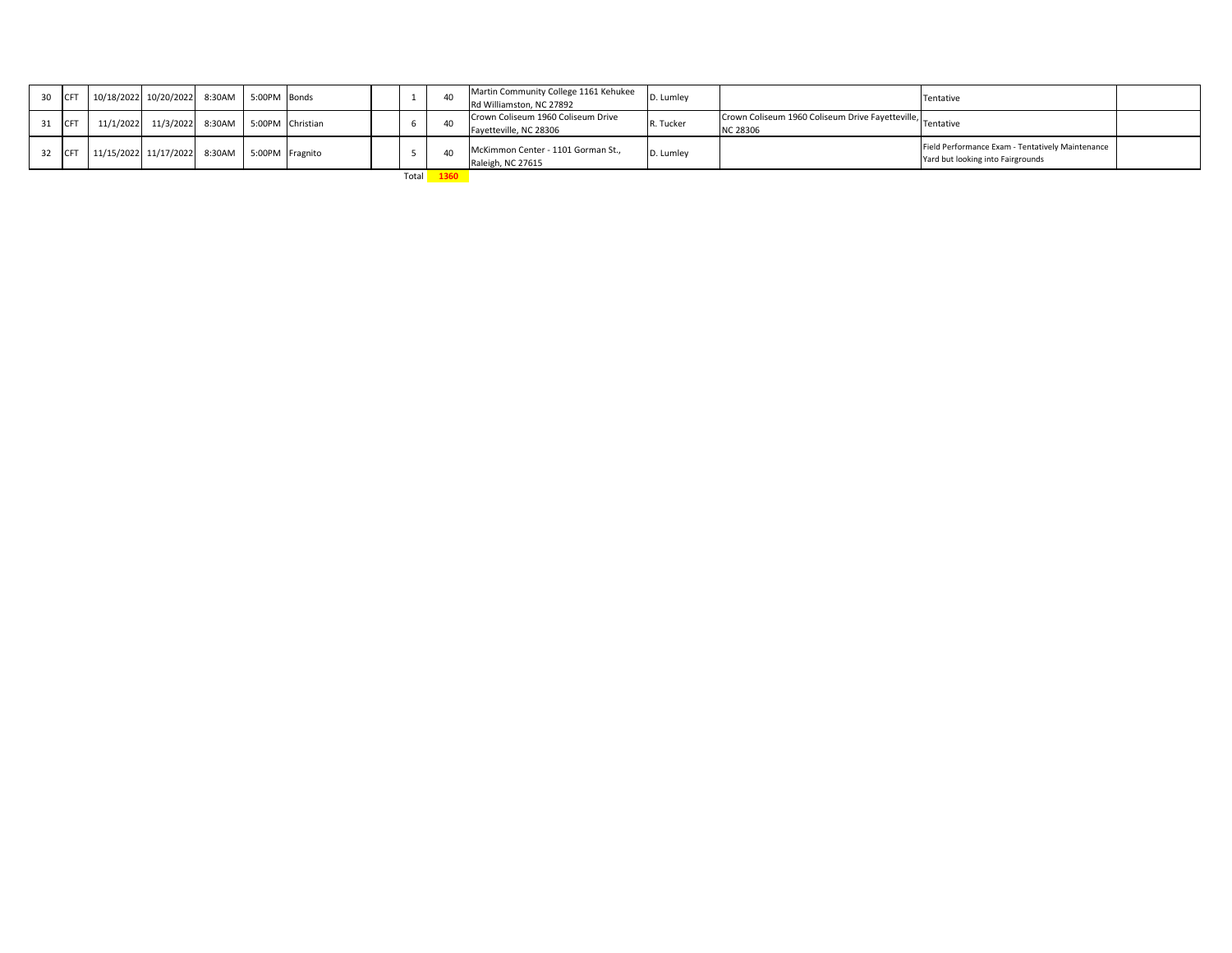| | | | | | | | | | | | | | | | |
|---|---|---|---|---|---|---|---|---|---|---|---|---|---|---|---|
| 30 | CFT | 10/18/2022 | 10/20/2022 | 8:30AM | 5:00PM | Bonds | | 1 | 40 | Martin Community College 1161 Kehukee Rd Williamston, NC 27892 | D. Lumley | | Tentative | |
| 31 | CFT | 11/1/2022 | 11/3/2022 | 8:30AM | 5:00PM | Christian | | 6 | 40 | Crown Coliseum 1960 Coliseum Drive Fayetteville, NC 28306 | R. Tucker | Crown Coliseum 1960 Coliseum Drive Fayetteville, NC 28306 | Tentative | |
| 32 | CFT | 11/15/2022 | 11/17/2022 | 8:30AM | 5:00PM | Fragnito | | 5 | 40 | McKimmon Center - 1101 Gorman St., Raleigh, NC 27615 | D. Lumley | | Field Performance Exam - Tentatively Maintenance Yard but looking into Fairgrounds | |
| | | | | | | | | Total | **1360** | | | | | |